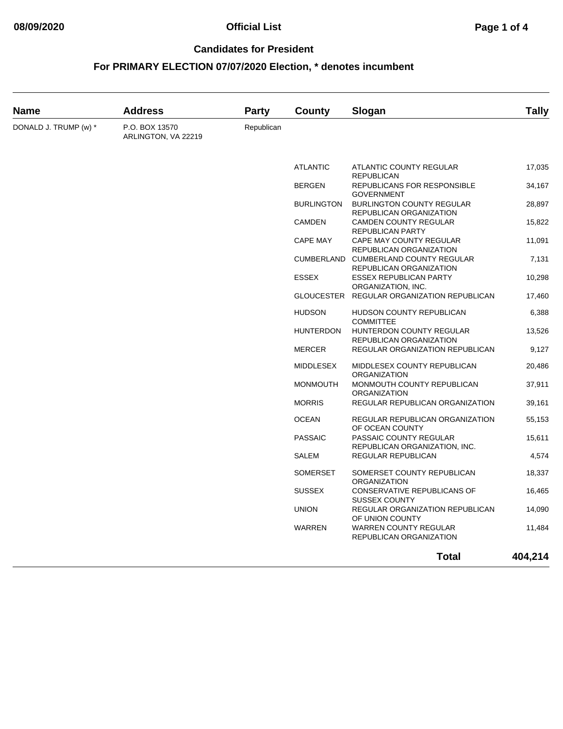## Candidates for President

## For PRIMARY ELECTION 07/07/2020 Election, * denotes incumbent

| Name | Address | Party | County | Slogan | Tally |
|---|---|---|---|---|---|
| DONALD J. TRUMP (w) * | P.O. BOX 13570 ARLINGTON, VA 22219 | Republican | | | |
| | | | ATLANTIC | ATLANTIC COUNTY REGULAR REPUBLICAN | 17,035 |
| | | | BERGEN | REPUBLICANS FOR RESPONSIBLE GOVERNMENT | 34,167 |
| | | | BURLINGTON | BURLINGTON COUNTY REGULAR REPUBLICAN ORGANIZATION | 28,897 |
| | | | CAMDEN | CAMDEN COUNTY REGULAR REPUBLICAN PARTY | 15,822 |
| | | | CAPE MAY | CAPE MAY COUNTY REGULAR REPUBLICAN ORGANIZATION | 11,091 |
| | | | CUMBERLAND | CUMBERLAND COUNTY REGULAR REPUBLICAN ORGANIZATION | 7,131 |
| | | | ESSEX | ESSEX REPUBLICAN PARTY ORGANIZATION, INC. | 10,298 |
| | | | GLOUCESTER | REGULAR ORGANIZATION REPUBLICAN | 17,460 |
| | | | HUDSON | HUDSON COUNTY REPUBLICAN COMMITTEE | 6,388 |
| | | | HUNTERDON | HUNTERDON COUNTY REGULAR REPUBLICAN ORGANIZATION | 13,526 |
| | | | MERCER | REGULAR ORGANIZATION REPUBLICAN | 9,127 |
| | | | MIDDLESEX | MIDDLESEX COUNTY REPUBLICAN ORGANIZATION | 20,486 |
| | | | MONMOUTH | MONMOUTH COUNTY REPUBLICAN ORGANIZATION | 37,911 |
| | | | MORRIS | REGULAR REPUBLICAN ORGANIZATION | 39,161 |
| | | | OCEAN | REGULAR REPUBLICAN ORGANIZATION OF OCEAN COUNTY | 55,153 |
| | | | PASSAIC | PASSAIC COUNTY REGULAR REPUBLICAN ORGANIZATION, INC. | 15,611 |
| | | | SALEM | REGULAR REPUBLICAN | 4,574 |
| | | | SOMERSET | SOMERSET COUNTY REPUBLICAN ORGANIZATION | 18,337 |
| | | | SUSSEX | CONSERVATIVE REPUBLICANS OF SUSSEX COUNTY | 16,465 |
| | | | UNION | REGULAR ORGANIZATION REPUBLICAN OF UNION COUNTY | 14,090 |
| | | | WARREN | WARREN COUNTY REGULAR REPUBLICAN ORGANIZATION | 11,484 |
| | | | | **Total** | **404,214** |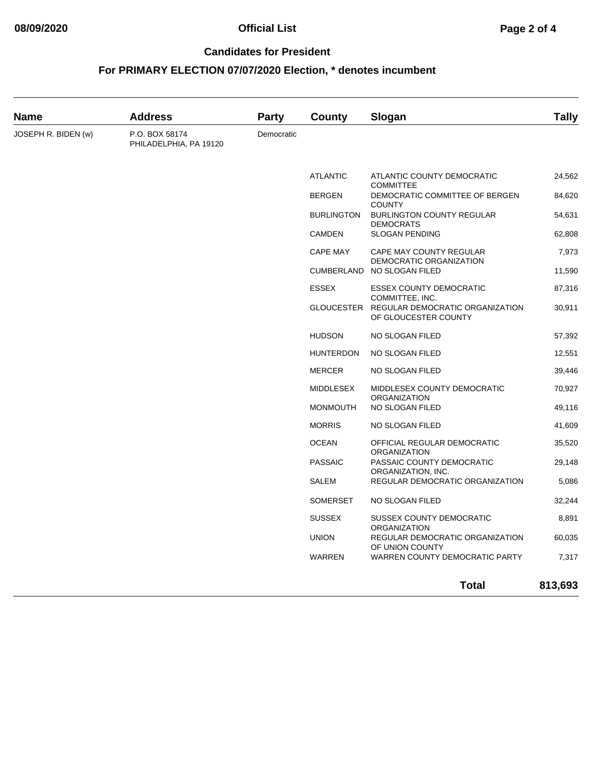## Official List

### Candidates for President

### For PRIMARY ELECTION 07/07/2020 Election, * denotes incumbent

| Name | Address | Party | County | Slogan | Tally |
|---|---|---|---|---|---|
| JOSEPH R. BIDEN (w) | P.O. BOX 58174 PHILADELPHIA, PA 19120 | Democratic | | | |
| | | | ATLANTIC | ATLANTIC COUNTY DEMOCRATIC COMMITTEE | 24,562 |
| | | | BERGEN | DEMOCRATIC COMMITTEE OF BERGEN COUNTY | 84,620 |
| | | | BURLINGTON | BURLINGTON COUNTY REGULAR DEMOCRATS | 54,631 |
| | | | CAMDEN | SLOGAN PENDING | 62,808 |
| | | | CAPE MAY | CAPE MAY COUNTY REGULAR DEMOCRATIC ORGANIZATION | 7,973 |
| | | | CUMBERLAND | NO SLOGAN FILED | 11,590 |
| | | | ESSEX | ESSEX COUNTY DEMOCRATIC COMMITTEE, INC. | 87,316 |
| | | | GLOUCESTER | REGULAR DEMOCRATIC ORGANIZATION OF GLOUCESTER COUNTY | 30,911 |
| | | | HUDSON | NO SLOGAN FILED | 57,392 |
| | | | HUNTERDON | NO SLOGAN FILED | 12,551 |
| | | | MERCER | NO SLOGAN FILED | 39,446 |
| | | | MIDDLESEX | MIDDLESEX COUNTY DEMOCRATIC ORGANIZATION | 70,927 |
| | | | MONMOUTH | NO SLOGAN FILED | 49,116 |
| | | | MORRIS | NO SLOGAN FILED | 41,609 |
| | | | OCEAN | OFFICIAL REGULAR DEMOCRATIC ORGANIZATION | 35,520 |
| | | | PASSAIC | PASSAIC COUNTY DEMOCRATIC ORGANIZATION, INC. | 29,148 |
| | | | SALEM | REGULAR DEMOCRATIC ORGANIZATION | 5,086 |
| | | | SOMERSET | NO SLOGAN FILED | 32,244 |
| | | | SUSSEX | SUSSEX COUNTY DEMOCRATIC ORGANIZATION | 8,891 |
| | | | UNION | REGULAR DEMOCRATIC ORGANIZATION OF UNION COUNTY | 60,035 |
| | | | WARREN | WARREN COUNTY DEMOCRATIC PARTY | 7,317 |
| | | | | **Total** | **813,693** |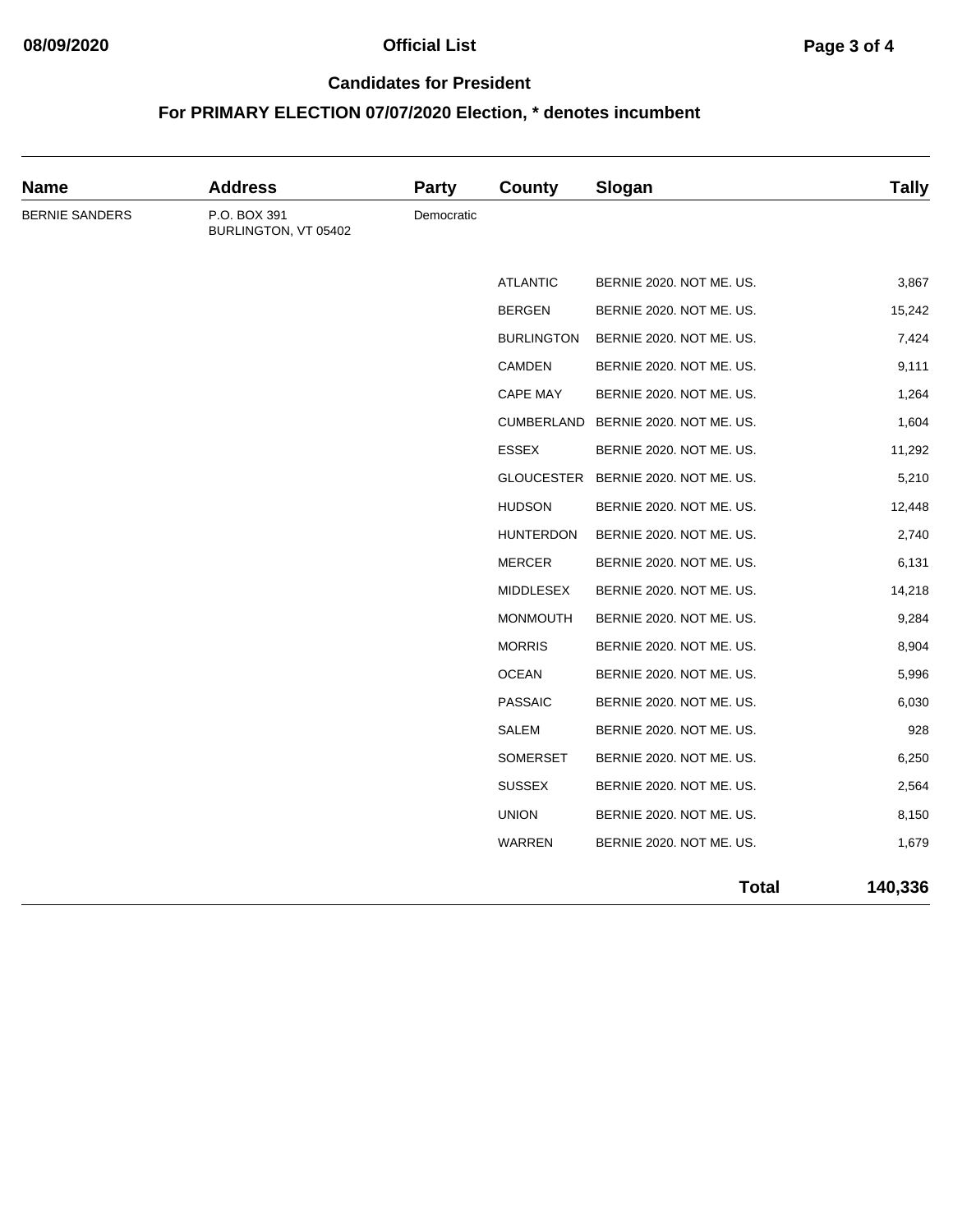**Official List**

## Candidates for President

### For PRIMARY ELECTION 07/07/2020 Election, * denotes incumbent

| Name | Address | Party | County | Slogan | Tally |
|---|---|---|---|---|---|
| BERNIE SANDERS | P.O. BOX 391<br>BURLINGTON, VT 05402 | Democratic | | | |
| | | | ATLANTIC | BERNIE 2020. NOT ME. US. | 3,867 |
| | | | BERGEN | BERNIE 2020. NOT ME. US. | 15,242 |
| | | | BURLINGTON | BERNIE 2020. NOT ME. US. | 7,424 |
| | | | CAMDEN | BERNIE 2020. NOT ME. US. | 9,111 |
| | | | CAPE MAY | BERNIE 2020. NOT ME. US. | 1,264 |
| | | | CUMBERLAND | BERNIE 2020. NOT ME. US. | 1,604 |
| | | | ESSEX | BERNIE 2020. NOT ME. US. | 11,292 |
| | | | GLOUCESTER | BERNIE 2020. NOT ME. US. | 5,210 |
| | | | HUDSON | BERNIE 2020. NOT ME. US. | 12,448 |
| | | | HUNTERDON | BERNIE 2020. NOT ME. US. | 2,740 |
| | | | MERCER | BERNIE 2020. NOT ME. US. | 6,131 |
| | | | MIDDLESEX | BERNIE 2020. NOT ME. US. | 14,218 |
| | | | MONMOUTH | BERNIE 2020. NOT ME. US. | 9,284 |
| | | | MORRIS | BERNIE 2020. NOT ME. US. | 8,904 |
| | | | OCEAN | BERNIE 2020. NOT ME. US. | 5,996 |
| | | | PASSAIC | BERNIE 2020. NOT ME. US. | 6,030 |
| | | | SALEM | BERNIE 2020. NOT ME. US. | 928 |
| | | | SOMERSET | BERNIE 2020. NOT ME. US. | 6,250 |
| | | | SUSSEX | BERNIE 2020. NOT ME. US. | 2,564 |
| | | | UNION | BERNIE 2020. NOT ME. US. | 8,150 |
| | | | WARREN | BERNIE 2020. NOT ME. US. | 1,679 |
| | | | | **Total** | **140,336** |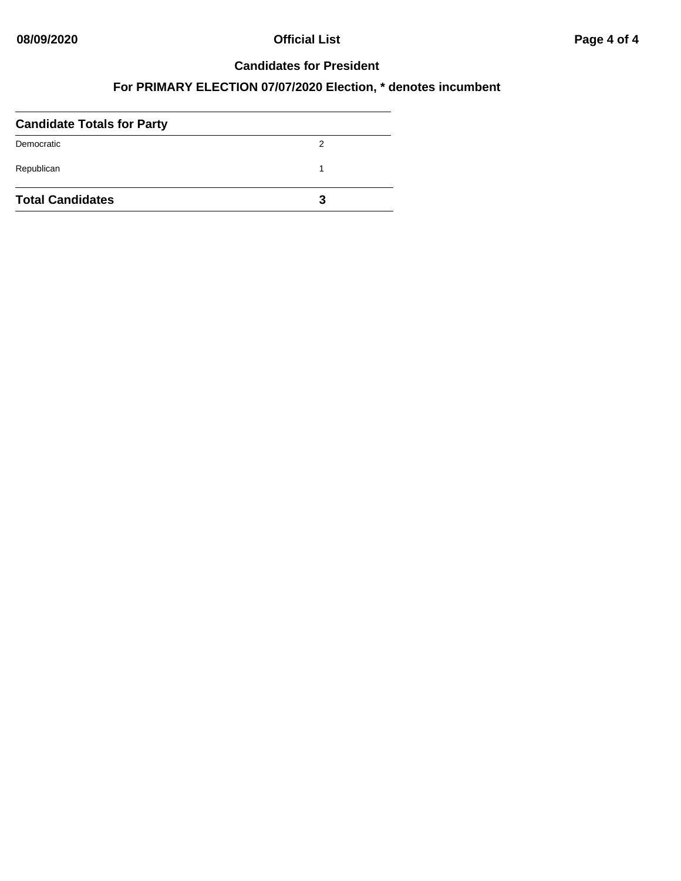## Candidates for President

### For PRIMARY ELECTION 07/07/2020 Election, * denotes incumbent

| Candidate Totals for Party | |
|---|---|
| Democratic | 2 |
| Republican | 1 |
| **Total Candidates** | **3** |